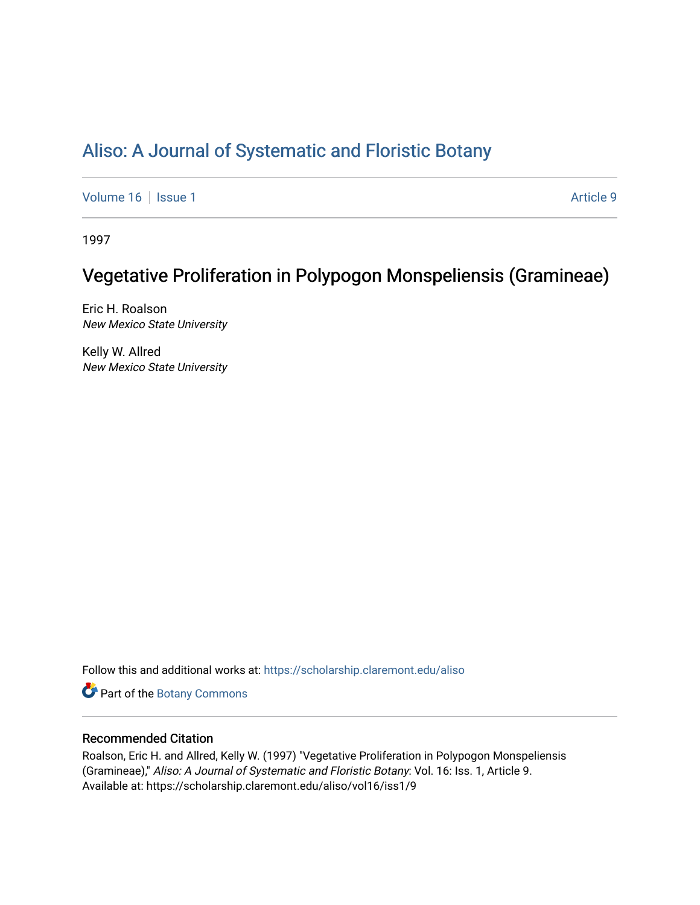# Aliso: A Journal of Systematic and Floristic Botany

Volume 16 | Issue 1 Article 9

1997

## Vegetative Proliferation in Polypogon Monspeliensis (Gramineae)

Eric H. Roalson
*New Mexico State University*

Kelly W. Allred
*New Mexico State University*

Follow this and additional works at: https://scholarship.claremont.edu/aliso

Part of the Botany Commons

### Recommended Citation

Roalson, Eric H. and Allred, Kelly W. (1997) "Vegetative Proliferation in Polypogon Monspeliensis (Gramineae)," *Aliso: A Journal of Systematic and Floristic Botany*: Vol. 16: Iss. 1, Article 9.
Available at: https://scholarship.claremont.edu/aliso/vol16/iss1/9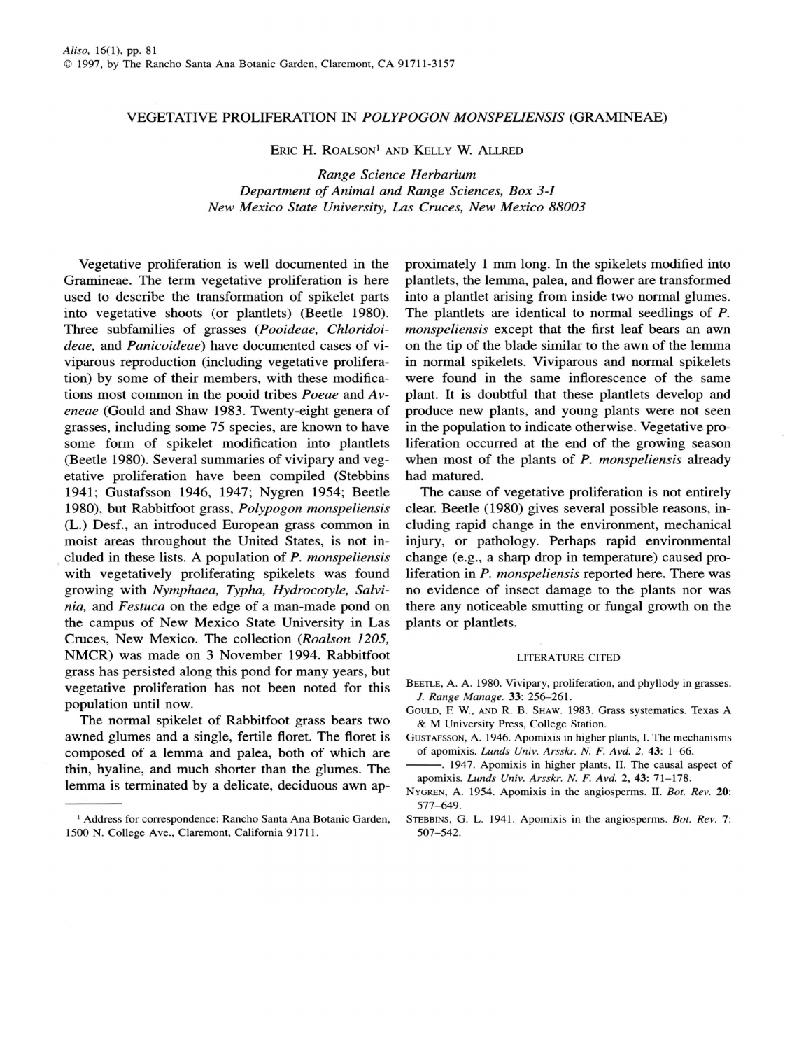# VEGETATIVE PROLIFERATION IN *POLYPOGON MONSPELIENSIS* (GRAMINEAE)

Eric H. Roalson[1] and Kelly W. Allred

*Range Science Herbarium*
*Department of Animal and Range Sciences, Box 3-I*
*New Mexico State University, Las Cruces, New Mexico 88003*

Vegetative proliferation is well documented in the Gramineae. The term vegetative proliferation is here used to describe the transformation of spikelet parts into vegetative shoots (or plantlets) (Beetle 1980). Three subfamilies of grasses (*Pooideae, Chloridoideae,* and *Panicoideae*) have documented cases of viviparous reproduction (including vegetative proliferation) by some of their members, with these modifications most common in the pooid tribes *Poeae* and *Aveneae* (Gould and Shaw 1983. Twenty-eight genera of grasses, including some 75 species, are known to have some form of spikelet modification into plantlets (Beetle 1980). Several summaries of vivipary and vegetative proliferation have been compiled (Stebbins 1941; Gustafsson 1946, 1947; Nygren 1954; Beetle 1980), but Rabbitfoot grass, *Polypogon monspeliensis* (L.) Desf., an introduced European grass common in moist areas throughout the United States, is not included in these lists. A population of *P. monspeliensis* with vegetatively proliferating spikelets was found growing with *Nymphaea, Typha, Hydrocotyle, Salvinia,* and *Festuca* on the edge of a man-made pond on the campus of New Mexico State University in Las Cruces, New Mexico. The collection (*Roalson 1205,* NMCR) was made on 3 November 1994. Rabbitfoot grass has persisted along this pond for many years, but vegetative proliferation has not been noted for this population until now.

The normal spikelet of Rabbitfoot grass bears two awned glumes and a single, fertile floret. The floret is composed of a lemma and palea, both of which are thin, hyaline, and much shorter than the glumes. The lemma is terminated by a delicate, deciduous awn approximately 1 mm long. In the spikelets modified into plantlets, the lemma, palea, and flower are transformed into a plantlet arising from inside two normal glumes. The plantlets are identical to normal seedlings of *P. monspeliensis* except that the first leaf bears an awn on the tip of the blade similar to the awn of the lemma in normal spikelets. Viviparous and normal spikelets were found in the same inflorescence of the same plant. It is doubtful that these plantlets develop and produce new plants, and young plants were not seen in the population to indicate otherwise. Vegetative proliferation occurred at the end of the growing season when most of the plants of *P. monspeliensis* already had matured.

The cause of vegetative proliferation is not entirely clear. Beetle (1980) gives several possible reasons, including rapid change in the environment, mechanical injury, or pathology. Perhaps rapid environmental change (e.g., a sharp drop in temperature) caused proliferation in *P. monspeliensis* reported here. There was no evidence of insect damage to the plants nor was there any noticeable smutting or fungal growth on the plants or plantlets.

[1] Address for correspondence: Rancho Santa Ana Botanic Garden, 1500 N. College Ave., Claremont, California 91711.

## LITERATURE CITED

Beetle, A. A. 1980. Vivipary, proliferation, and phyllody in grasses. *J. Range Manage.* **33**: 256–261.

Gould, F. W., and R. B. Shaw. 1983. Grass systematics. Texas A & M University Press, College Station.

Gustafsson, A. 1946. Apomixis in higher plants, I. The mechanisms of apomixis. *Lunds Univ. Arsskr. N. F. Avd. 2,* **43**: 1–66.

———. 1947. Apomixis in higher plants, II. The causal aspect of apomixis. *Lunds Univ. Arsskr. N. F. Avd.* 2, **43**: 71–178.

Nygren, A. 1954. Apomixis in the angiosperms. II. *Bot. Rev.* **20**: 577–649.

Stebbins, G. L. 1941. Apomixis in the angiosperms. *Bot. Rev.* **7**: 507–542.